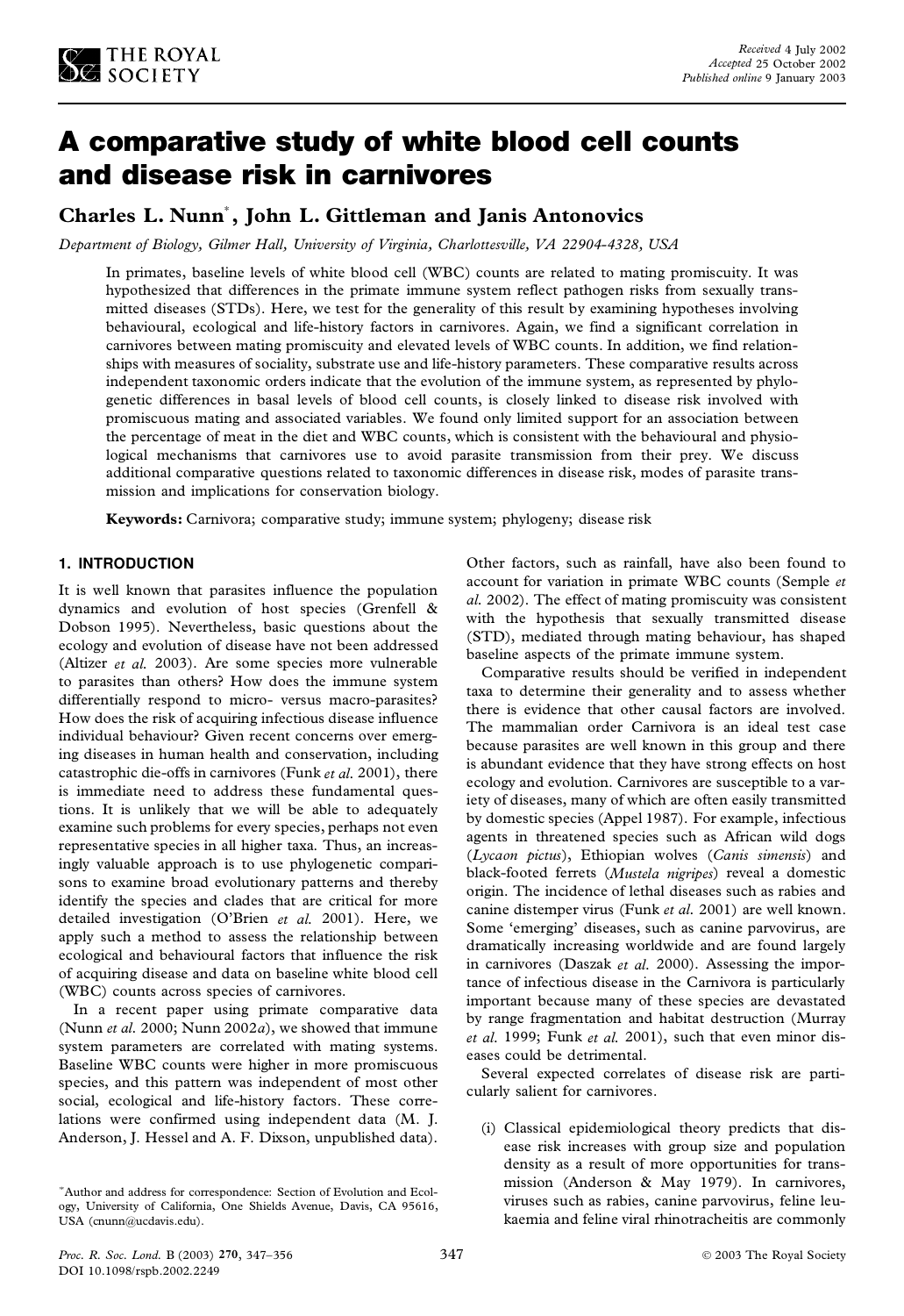# A comparative study of white blood cell counts and disease risk in carnivores

**Charles L. Nunn***, **John L. Gittleman and Janis Antonovics**

*Department of Biology, Gilmer Hall, University of Virginia, Charlottesville, VA 22904-4328, USA*

*Received* 4 July 2002
*Accepted* 25 October 2002
*Published online* 9 January 2003

In primates, baseline levels of white blood cell (WBC) counts are related to mating promiscuity. It was hypothesized that differences in the primate immune system reflect pathogen risks from sexually transmitted diseases (STDs). Here, we test for the generality of this result by examining hypotheses involving behavioural, ecological and life-history factors in carnivores. Again, we find a significant correlation in carnivores between mating promiscuity and elevated levels of WBC counts. In addition, we find relationships with measures of sociality, substrate use and life-history parameters. These comparative results across independent taxonomic orders indicate that the evolution of the immune system, as represented by phylogenetic differences in basal levels of blood cell counts, is closely linked to disease risk involved with promiscuous mating and associated variables. We found only limited support for an association between the percentage of meat in the diet and WBC counts, which is consistent with the behavioural and physiological mechanisms that carnivores use to avoid parasite transmission from their prey. We discuss additional comparative questions related to taxonomic differences in disease risk, modes of parasite transmission and implications for conservation biology.

**Keywords:** Carnivora; comparative study; immune system; phylogeny; disease risk

## 1. INTRODUCTION

It is well known that parasites influence the population dynamics and evolution of host species (Grenfell & Dobson 1995). Nevertheless, basic questions about the ecology and evolution of disease have not been addressed (Altizer *et al.* 2003). Are some species more vulnerable to parasites than others? How does the immune system differentially respond to micro- versus macro-parasites? How does the risk of acquiring infectious disease influence individual behaviour? Given recent concerns over emerging diseases in human health and conservation, including catastrophic die-offs in carnivores (Funk *et al.* 2001), there is immediate need to address these fundamental questions. It is unlikely that we will be able to adequately examine such problems for every species, perhaps not even representative species in all higher taxa. Thus, an increasingly valuable approach is to use phylogenetic comparisons to examine broad evolutionary patterns and thereby identify the species and clades that are critical for more detailed investigation (O'Brien *et al.* 2001). Here, we apply such a method to assess the relationship between ecological and behavioural factors that influence the risk of acquiring disease and data on baseline white blood cell (WBC) counts across species of carnivores.

In a recent paper using primate comparative data (Nunn *et al.* 2000; Nunn 2002*a*), we showed that immune system parameters are correlated with mating systems. Baseline WBC counts were higher in more promiscuous species, and this pattern was independent of most other social, ecological and life-history factors. These correlations were confirmed using independent data (M. J. Anderson, J. Hessel and A. F. Dixson, unpublished data). Other factors, such as rainfall, have also been found to account for variation in primate WBC counts (Semple *et al.* 2002). The effect of mating promiscuity was consistent with the hypothesis that sexually transmitted disease (STD), mediated through mating behaviour, has shaped baseline aspects of the primate immune system.

Comparative results should be verified in independent taxa to determine their generality and to assess whether there is evidence that other causal factors are involved. The mammalian order Carnivora is an ideal test case because parasites are well known in this group and there is abundant evidence that they have strong effects on host ecology and evolution. Carnivores are susceptible to a variety of diseases, many of which are often easily transmitted by domestic species (Appel 1987). For example, infectious agents in threatened species such as African wild dogs (*Lycaon pictus*), Ethiopian wolves (*Canis simensis*) and black-footed ferrets (*Mustela nigripes*) reveal a domestic origin. The incidence of lethal diseases such as rabies and canine distemper virus (Funk *et al.* 2001) are well known. Some 'emerging' diseases, such as canine parvovirus, are dramatically increasing worldwide and are found largely in carnivores (Daszak *et al.* 2000). Assessing the importance of infectious disease in the Carnivora is particularly important because many of these species are devastated by range fragmentation and habitat destruction (Murray *et al.* 1999; Funk *et al.* 2001), such that even minor diseases could be detrimental.

Several expected correlates of disease risk are particularly salient for carnivores.

(i) Classical epidemiological theory predicts that disease risk increases with group size and population density as a result of more opportunities for transmission (Anderson & May 1979). In carnivores, viruses such as rabies, canine parvovirus, feline leukaemia and feline viral rhinotracheitis are commonly

*Author and address for correspondence: Section of Evolution and Ecology, University of California, One Shields Avenue, Davis, CA 95616, USA (cnunn@ucdavis.edu).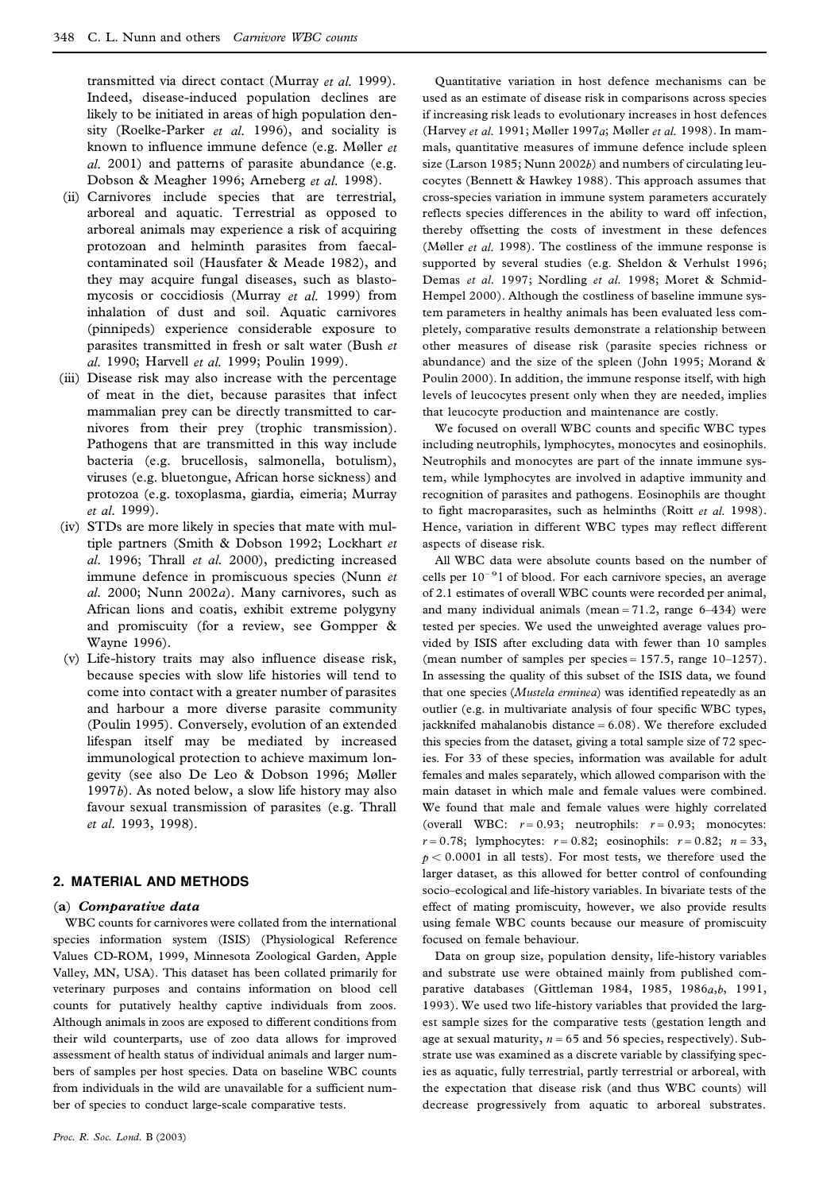transmitted via direct contact (Murray *et al.* 1999). Indeed, disease-induced population declines are likely to be initiated in areas of high population density (Roelke-Parker *et al.* 1996), and sociality is known to influence immune defence (e.g. Møller *et al.* 2001) and patterns of parasite abundance (e.g. Dobson & Meagher 1996; Arneberg *et al.* 1998).

(ii) Carnivores include species that are terrestrial, arboreal and aquatic. Terrestrial as opposed to arboreal animals may experience a risk of acquiring protozoan and helminth parasites from faecal-contaminated soil (Hausfater & Meade 1982), and they may acquire fungal diseases, such as blastomycosis or coccidiosis (Murray *et al.* 1999) from inhalation of dust and soil. Aquatic carnivores (pinnipeds) experience considerable exposure to parasites transmitted in fresh or salt water (Bush *et al.* 1990; Harvell *et al.* 1999; Poulin 1999).

(iii) Disease risk may also increase with the percentage of meat in the diet, because parasites that infect mammalian prey can be directly transmitted to carnivores from their prey (trophic transmission). Pathogens that are transmitted in this way include bacteria (e.g. brucellosis, salmonella, botulism), viruses (e.g. bluetongue, African horse sickness) and protozoa (e.g. toxoplasma, giardia, eimeria; Murray *et al.* 1999).

(iv) STDs are more likely in species that mate with multiple partners (Smith & Dobson 1992; Lockhart *et al.* 1996; Thrall *et al.* 2000), predicting increased immune defence in promiscuous species (Nunn *et al.* 2000; Nunn 2002*a*). Many carnivores, such as African lions and coatis, exhibit extreme polygyny and promiscuity (for a review, see Gompper & Wayne 1996).

(v) Life-history traits may also influence disease risk, because species with slow life histories will tend to come into contact with a greater number of parasites and harbour a more diverse parasite community (Poulin 1995). Conversely, evolution of an extended lifespan itself may be mediated by increased immunological protection to achieve maximum longevity (see also De Leo & Dobson 1996; Møller 1997*b*). As noted below, a slow life history may also favour sexual transmission of parasites (e.g. Thrall *et al.* 1993, 1998).

## 2. MATERIAL AND METHODS

### (a) *Comparative data*

WBC counts for carnivores were collated from the international species information system (ISIS) (Physiological Reference Values CD-ROM, 1999, Minnesota Zoological Garden, Apple Valley, MN, USA). This dataset has been collated primarily for veterinary purposes and contains information on blood cell counts for putatively healthy captive individuals from zoos. Although animals in zoos are exposed to different conditions from their wild counterparts, use of zoo data allows for improved assessment of health status of individual animals and larger numbers of samples per host species. Data on baseline WBC counts from individuals in the wild are unavailable for a sufficient number of species to conduct large-scale comparative tests.

Quantitative variation in host defence mechanisms can be used as an estimate of disease risk in comparisons across species if increasing risk leads to evolutionary increases in host defences (Harvey *et al.* 1991; Møller 1997*a*; Møller *et al.* 1998). In mammals, quantitative measures of immune defence include spleen size (Larson 1985; Nunn 2002*b*) and numbers of circulating leucocytes (Bennett & Hawkey 1988). This approach assumes that cross-species variation in immune system parameters accurately reflects species differences in the ability to ward off infection, thereby offsetting the costs of investment in these defences (Møller *et al.* 1998). The costliness of the immune response is supported by several studies (e.g. Sheldon & Verhulst 1996; Demas *et al.* 1997; Nordling *et al.* 1998; Moret & Schmid-Hempel 2000). Although the costliness of baseline immune system parameters in healthy animals has been evaluated less completely, comparative results demonstrate a relationship between other measures of disease risk (parasite species richness or abundance) and the size of the spleen (John 1995; Morand & Poulin 2000). In addition, the immune response itself, with high levels of leucocytes present only when they are needed, implies that leucocyte production and maintenance are costly.

We focused on overall WBC counts and specific WBC types including neutrophils, lymphocytes, monocytes and eosinophils. Neutrophils and monocytes are part of the innate immune system, while lymphocytes are involved in adaptive immunity and recognition of parasites and pathogens. Eosinophils are thought to fight macroparasites, such as helminths (Roitt *et al.* 1998). Hence, variation in different WBC types may reflect different aspects of disease risk.

All WBC data were absolute counts based on the number of cells per $10^{-9}$ l of blood. For each carnivore species, an average of 2.1 estimates of overall WBC counts were recorded per animal, and many individual animals (mean = 71.2, range 6–434) were tested per species. We used the unweighted average values provided by ISIS after excluding data with fewer than 10 samples (mean number of samples per species = 157.5, range 10–1257). In assessing the quality of this subset of the ISIS data, we found that one species (*Mustela erminea*) was identified repeatedly as an outlier (e.g. in multivariate analysis of four specific WBC types, jackknifed mahalanobis distance = 6.08). We therefore excluded this species from the dataset, giving a total sample size of 72 species. For 33 of these species, information was available for adult females and males separately, which allowed comparison with the main dataset in which male and female values were combined. We found that male and female values were highly correlated (overall WBC: $r = 0.93$; neutrophils: $r = 0.93$; monocytes: $r = 0.78$; lymphocytes: $r = 0.82$; eosinophils: $r = 0.82$; $n = 33$, $p < 0.0001$ in all tests). For most tests, we therefore used the larger dataset, as this allowed for better control of confounding socio–ecological and life-history variables. In bivariate tests of the effect of mating promiscuity, however, we also provide results using female WBC counts because our measure of promiscuity focused on female behaviour.

Data on group size, population density, life-history variables and substrate use were obtained mainly from published comparative databases (Gittleman 1984, 1985, 1986*a*,*b*, 1991, 1993). We used two life-history variables that provided the largest sample sizes for the comparative tests (gestation length and age at sexual maturity, $n = 65$ and 56 species, respectively). Substrate use was examined as a discrete variable by classifying species as aquatic, fully terrestrial, partly terrestrial or arboreal, with the expectation that disease risk (and thus WBC counts) will decrease progressively from aquatic to arboreal substrates.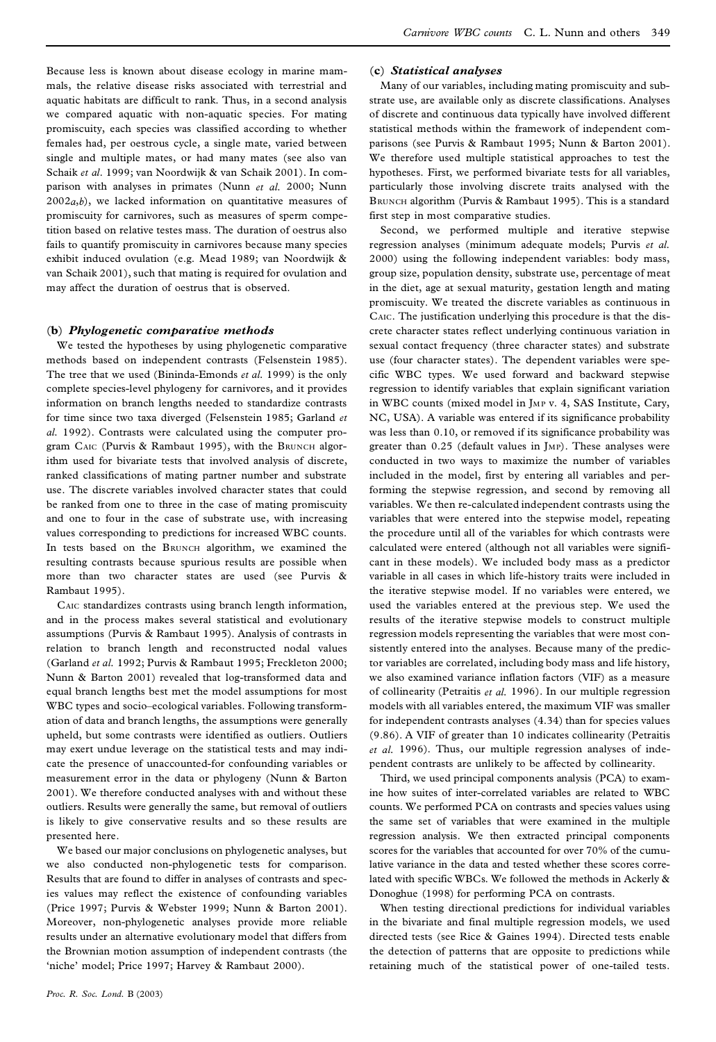Because less is known about disease ecology in marine mammals, the relative disease risks associated with terrestrial and aquatic habitats are difficult to rank. Thus, in a second analysis we compared aquatic with non-aquatic species. For mating promiscuity, each species was classified according to whether females had, per oestrous cycle, a single mate, varied between single and multiple mates, or had many mates (see also van Schaik *et al*. 1999; van Noordwijk & van Schaik 2001). In comparison with analyses in primates (Nunn *et al.* 2000; Nunn 2002*a*,*b*), we lacked information on quantitative measures of promiscuity for carnivores, such as measures of sperm competition based on relative testes mass. The duration of oestrus also fails to quantify promiscuity in carnivores because many species exhibit induced ovulation (e.g. Mead 1989; van Noordwijk & van Schaik 2001), such that mating is required for ovulation and may affect the duration of oestrus that is observed.

### (b) *Phylogenetic comparative methods*

We tested the hypotheses by using phylogenetic comparative methods based on independent contrasts (Felsenstein 1985). The tree that we used (Bininda-Emonds *et al.* 1999) is the only complete species-level phylogeny for carnivores, and it provides information on branch lengths needed to standardize contrasts for time since two taxa diverged (Felsenstein 1985; Garland *et al.* 1992). Contrasts were calculated using the computer program Caic (Purvis & Rambaut 1995), with the Brunch algorithm used for bivariate tests that involved analysis of discrete, ranked classifications of mating partner number and substrate use. The discrete variables involved character states that could be ranked from one to three in the case of mating promiscuity and one to four in the case of substrate use, with increasing values corresponding to predictions for increased WBC counts. In tests based on the Brunch algorithm, we examined the resulting contrasts because spurious results are possible when more than two character states are used (see Purvis & Rambaut 1995).

Caic standardizes contrasts using branch length information, and in the process makes several statistical and evolutionary assumptions (Purvis & Rambaut 1995). Analysis of contrasts in relation to branch length and reconstructed nodal values (Garland *et al.* 1992; Purvis & Rambaut 1995; Freckleton 2000; Nunn & Barton 2001) revealed that log-transformed data and equal branch lengths best met the model assumptions for most WBC types and socio–ecological variables. Following transformation of data and branch lengths, the assumptions were generally upheld, but some contrasts were identified as outliers. Outliers may exert undue leverage on the statistical tests and may indicate the presence of unaccounted-for confounding variables or measurement error in the data or phylogeny (Nunn & Barton 2001). We therefore conducted analyses with and without these outliers. Results were generally the same, but removal of outliers is likely to give conservative results and so these results are presented here.

We based our major conclusions on phylogenetic analyses, but we also conducted non-phylogenetic tests for comparison. Results that are found to differ in analyses of contrasts and species values may reflect the existence of confounding variables (Price 1997; Purvis & Webster 1999; Nunn & Barton 2001). Moreover, non-phylogenetic analyses provide more reliable results under an alternative evolutionary model that differs from the Brownian motion assumption of independent contrasts (the 'niche' model; Price 1997; Harvey & Rambaut 2000).

### (c) *Statistical analyses*

Many of our variables, including mating promiscuity and substrate use, are available only as discrete classifications. Analyses of discrete and continuous data typically have involved different statistical methods within the framework of independent comparisons (see Purvis & Rambaut 1995; Nunn & Barton 2001). We therefore used multiple statistical approaches to test the hypotheses. First, we performed bivariate tests for all variables, particularly those involving discrete traits analysed with the Brunch algorithm (Purvis & Rambaut 1995). This is a standard first step in most comparative studies.

Second, we performed multiple and iterative stepwise regression analyses (minimum adequate models; Purvis *et al.* 2000) using the following independent variables: body mass, group size, population density, substrate use, percentage of meat in the diet, age at sexual maturity, gestation length and mating promiscuity. We treated the discrete variables as continuous in Caic. The justification underlying this procedure is that the discrete character states reflect underlying continuous variation in sexual contact frequency (three character states) and substrate use (four character states). The dependent variables were specific WBC types. We used forward and backward stepwise regression to identify variables that explain significant variation in WBC counts (mixed model in Jmp v. 4, SAS Institute, Cary, NC, USA). A variable was entered if its significance probability was less than 0.10, or removed if its significance probability was greater than 0.25 (default values in Jmp). These analyses were conducted in two ways to maximize the number of variables included in the model, first by entering all variables and performing the stepwise regression, and second by removing all variables. We then re-calculated independent contrasts using the variables that were entered into the stepwise model, repeating the procedure until all of the variables for which contrasts were calculated were entered (although not all variables were significant in these models). We included body mass as a predictor variable in all cases in which life-history traits were included in the iterative stepwise model. If no variables were entered, we used the variables entered at the previous step. We used the results of the iterative stepwise models to construct multiple regression models representing the variables that were most consistently entered into the analyses. Because many of the predictor variables are correlated, including body mass and life history, we also examined variance inflation factors (VIF) as a measure of collinearity (Petraitis *et al.* 1996). In our multiple regression models with all variables entered, the maximum VIF was smaller for independent contrasts analyses (4.34) than for species values (9.86). A VIF of greater than 10 indicates collinearity (Petraitis *et al.* 1996). Thus, our multiple regression analyses of independent contrasts are unlikely to be affected by collinearity.

Third, we used principal components analysis (PCA) to examine how suites of inter-correlated variables are related to WBC counts. We performed PCA on contrasts and species values using the same set of variables that were examined in the multiple regression analysis. We then extracted principal components scores for the variables that accounted for over 70% of the cumulative variance in the data and tested whether these scores correlated with specific WBCs. We followed the methods in Ackerly & Donoghue (1998) for performing PCA on contrasts.

When testing directional predictions for individual variables in the bivariate and final multiple regression models, we used directed tests (see Rice & Gaines 1994). Directed tests enable the detection of patterns that are opposite to predictions while retaining much of the statistical power of one-tailed tests.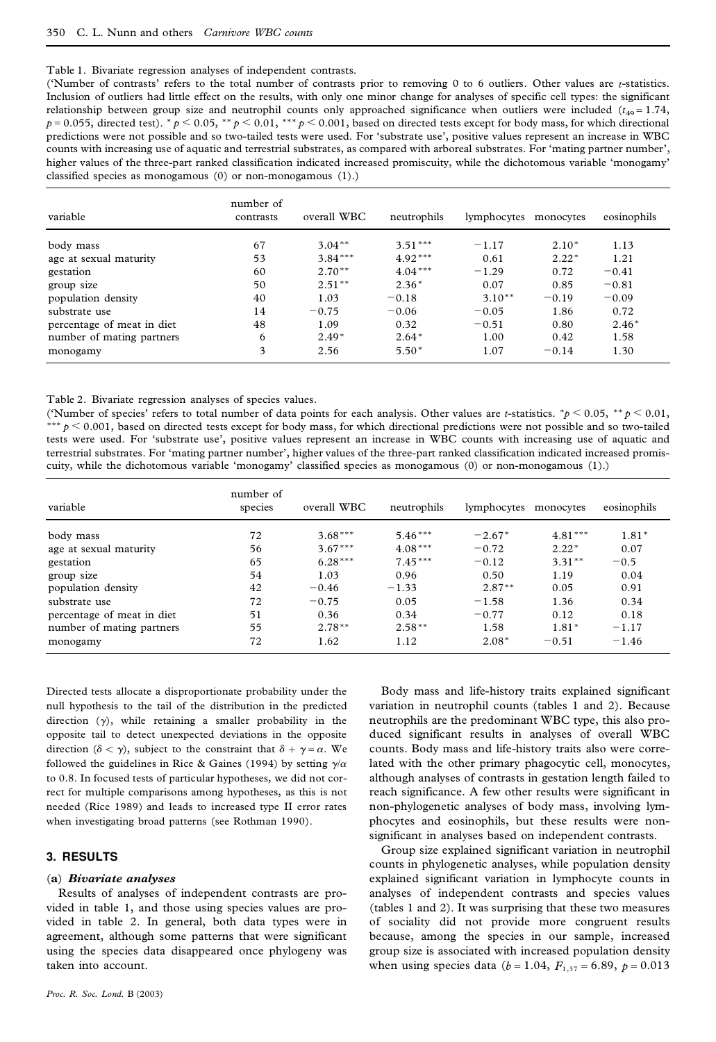Table 1. Bivariate regression analyses of independent contrasts.

('Number of contrasts' refers to the total number of contrasts prior to removing 0 to 6 outliers. Other values are $t$-statistics. Inclusion of outliers had little effect on the results, with only one minor change for analyses of specific cell types: the significant relationship between group size and neutrophil counts only approached significance when outliers were included ($t_{49} = 1.74$, $p = 0.055$, directed test). * $p < 0.05$, ** $p < 0.01$, *** $p < 0.001$, based on directed tests except for body mass, for which directional predictions were not possible and so two-tailed tests were used. For 'substrate use', positive values represent an increase in WBC counts with increasing use of aquatic and terrestrial substrates, as compared with arboreal substrates. For 'mating partner number', higher values of the three-part ranked classification indicated increased promiscuity, while the dichotomous variable 'monogamy' classified species as monogamous (0) or non-monogamous (1).)

| variable | number of contrasts | overall WBC | neutrophils | lymphocytes | monocytes | eosinophils |
|---|---|---|---|---|---|---|
| body mass | 67 | 3.04** | 3.51*** | −1.17 | 2.10* | 1.13 |
| age at sexual maturity | 53 | 3.84*** | 4.92*** | 0.61 | 2.22* | 1.21 |
| gestation | 60 | 2.70** | 4.04*** | −1.29 | 0.72 | −0.41 |
| group size | 50 | 2.51** | 2.36* | 0.07 | 0.85 | −0.81 |
| population density | 40 | 1.03 | −0.18 | 3.10** | −0.19 | −0.09 |
| substrate use | 14 | −0.75 | −0.06 | −0.05 | 1.86 | 0.72 |
| percentage of meat in diet | 48 | 1.09 | 0.32 | −0.51 | 0.80 | 2.46* |
| number of mating partners | 6 | 2.49* | 2.64* | 1.00 | 0.42 | 1.58 |
| monogamy | 3 | 2.56 | 5.50* | 1.07 | −0.14 | 1.30 |

Table 2. Bivariate regression analyses of species values.

('Number of species' refers to total number of data points for each analysis. Other values are $t$-statistics. * $p < 0.05$, ** $p < 0.01$, *** $p < 0.001$, based on directed tests except for body mass, for which directional predictions were not possible and so two-tailed tests were used. For 'substrate use', positive values represent an increase in WBC counts with increasing use of aquatic and terrestrial substrates. For 'mating partner number', higher values of the three-part ranked classification indicated increased promiscuity, while the dichotomous variable 'monogamy' classified species as monogamous (0) or non-monogamous (1).)

| variable | number of species | overall WBC | neutrophils | lymphocytes | monocytes | eosinophils |
|---|---|---|---|---|---|---|
| body mass | 72 | 3.68*** | 5.46*** | −2.67* | 4.81*** | 1.81* |
| age at sexual maturity | 56 | 3.67*** | 4.08*** | −0.72 | 2.22* | 0.07 |
| gestation | 65 | 6.28*** | 7.45*** | −0.12 | 3.31** | −0.5 |
| group size | 54 | 1.03 | 0.96 | 0.50 | 1.19 | 0.04 |
| population density | 42 | −0.46 | −1.33 | 2.87** | 0.05 | 0.91 |
| substrate use | 72 | −0.75 | 0.05 | −1.58 | 1.36 | 0.34 |
| percentage of meat in diet | 51 | 0.36 | 0.34 | −0.77 | 0.12 | 0.18 |
| number of mating partners | 55 | 2.78** | 2.58** | 1.58 | 1.81* | −1.17 |
| monogamy | 72 | 1.62 | 1.12 | 2.08* | −0.51 | −1.46 |

Directed tests allocate a disproportionate probability under the null hypothesis to the tail of the distribution in the predicted direction ($\gamma$), while retaining a smaller probability in the opposite tail to detect unexpected deviations in the opposite direction ($\delta < \gamma$), subject to the constraint that $\delta + \gamma = \alpha$. We followed the guidelines in Rice & Gaines (1994) by setting $\gamma/\alpha$ to 0.8. In focused tests of particular hypotheses, we did not correct for multiple comparisons among hypotheses, as this is not needed (Rice 1989) and leads to increased type II error rates when investigating broad patterns (see Rothman 1990).

## 3. RESULTS

### (a) *Bivariate analyses*

Results of analyses of independent contrasts are provided in table 1, and those using species values are provided in table 2. In general, both data types were in agreement, although some patterns that were significant using the species data disappeared once phylogeny was taken into account.

Body mass and life-history traits explained significant variation in neutrophil counts (tables 1 and 2). Because neutrophils are the predominant WBC type, this also produced significant results in analyses of overall WBC counts. Body mass and life-history traits also were correlated with the other primary phagocytic cell, monocytes, although analyses of contrasts in gestation length failed to reach significance. A few other results were significant in non-phylogenetic analyses of body mass, involving lymphocytes and eosinophils, but these results were non-significant in analyses based on independent contrasts.

Group size explained significant variation in neutrophil counts in phylogenetic analyses, while population density explained significant variation in lymphocyte counts in analyses of independent contrasts and species values (tables 1 and 2). It was surprising that these two measures of sociality did not provide more congruent results because, among the species in our sample, increased group size is associated with increased population density when using species data ($b = 1.04$, $F_{1,37} = 6.89$, $p = 0.013$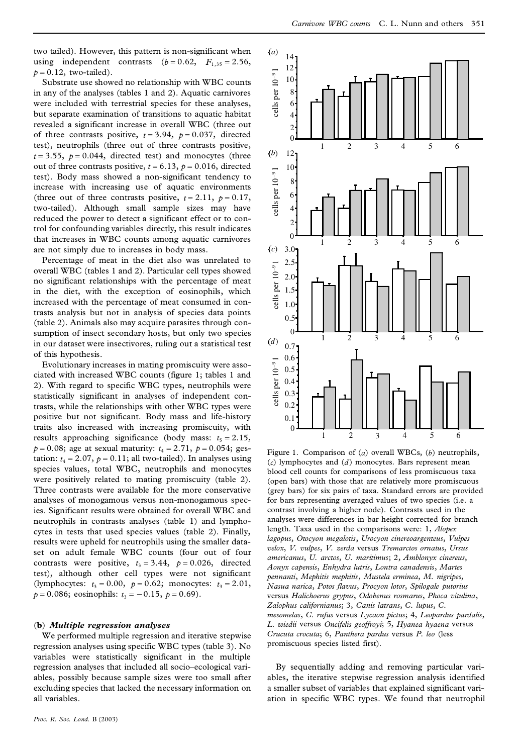two tailed). However, this pattern is non-significant when using independent contrasts ($b = 0.62$, $F_{1,35} = 2.56$, $p = 0.12$, two-tailed).

Substrate use showed no relationship with WBC counts in any of the analyses (tables 1 and 2). Aquatic carnivores were included with terrestrial species for these analyses, but separate examination of transitions to aquatic habitat revealed a significant increase in overall WBC (three out of three contrasts positive, $t = 3.94$, $p = 0.037$, directed test), neutrophils (three out of three contrasts positive, $t = 3.55$, $p = 0.044$, directed test) and monocytes (three out of three contrasts positive, $t = 6.13$, $p = 0.016$, directed test). Body mass showed a non-significant tendency to increase with increasing use of aquatic environments (three out of three contrasts positive, $t = 2.11$, $p = 0.17$, two-tailed). Although small sample sizes may have reduced the power to detect a significant effect or to control for confounding variables directly, this result indicates that increases in WBC counts among aquatic carnivores are not simply due to increases in body mass.

Percentage of meat in the diet also was unrelated to overall WBC (tables 1 and 2). Particular cell types showed no significant relationships with the percentage of meat in the diet, with the exception of eosinophils, which increased with the percentage of meat consumed in contrasts analysis but not in analysis of species data points (table 2). Animals also may acquire parasites through consumption of insect secondary hosts, but only two species in our dataset were insectivores, ruling out a statistical test of this hypothesis.

Evolutionary increases in mating promiscuity were associated with increased WBC counts (figure 1; tables 1 and 2). With regard to specific WBC types, neutrophils were statistically significant in analyses of independent contrasts, while the relationships with other WBC types were positive but not significant. Body mass and life-history traits also increased with increasing promiscuity, with results approaching significance (body mass: $t_5 = 2.15$, $p = 0.08$; age at sexual maturity: $t_4 = 2.71$, $p = 0.054$; gestation: $t_4 = 2.07$, $p = 0.11$; all two-tailed). In analyses using species values, total WBC, neutrophils and monocytes were positively related to mating promiscuity (table 2). Three contrasts were available for the more conservative analyses of monogamous versus non-monogamous species. Significant results were obtained for overall WBC and neutrophils in contrasts analyses (table 1) and lymphocytes in tests that used species values (table 2). Finally, results were upheld for neutrophils using the smaller dataset on adult female WBC counts (four out of four contrasts were positive, $t_3 = 3.44$, $p = 0.026$, directed test), although other cell types were not significant (lymphocytes: $t_3 = 0.00$, $p = 0.62$; monocytes: $t_3 = 2.01$, $p = 0.086$; eosinophils: $t_3 = -0.15$, $p = 0.69$).

### (b) *Multiple regression analyses*

We performed multiple regression and iterative stepwise regression analyses using specific WBC types (table 3). No variables were statistically significant in the multiple regression analyses that included all socio–ecological variables, possibly because sample sizes were too small after excluding species that lacked the necessary information on all variables.

Figure 1. Comparison of (*a*) overall WBCs, (*b*) neutrophils, (*c*) lymphocytes and (*d*) monocytes. Bars represent mean blood cell counts for comparisons of less promiscuous taxa (open bars) with those that are relatively more promiscuous (grey bars) for six pairs of taxa. Standard errors are provided for bars representing averaged values of two species (i.e. a contrast involving a higher node). Contrasts used in the analyses were differences in bar height corrected for branch length. Taxa used in the comparisons were: 1, *Alopex lagopus*, *Otocyon megalotis*, *Urocyon cinereoargenteus*, *Vulpes velox*, *V. vulpes*, *V. zerda* versus *Tremarctos ornatus*, *Ursus americanus*, *U. arctos*, *U. maritimus*; 2, *Amblonyx cinereus*, *Aonyx capensis*, *Enhydra lutris*, *Lontra canadensis*, *Martes pennanti*, *Mephitis mephitis*, *Mustela erminea*, *M. nigripes*, *Nasua narica*, *Potos flavus*, *Procyon lotor*, *Spilogale putorius* versus *Halichoerus grypus*, *Odobenus rosmarus*, *Phoca vitulina*, *Zalophus californianus*; 3, *Canis latrans*, *C. lupus*, *C. mesomelas*, *C. rufus* versus *Lycaon pictus*; 4, *Leopardus pardalis*, *L. wiedii* versus *Oncifelis geoffroyi*; 5, *Hyanea hyaena* versus *Crucuta crocuta*; 6, *Panthera pardus* versus *P. leo* (less promiscuous species listed first).

By sequentially adding and removing particular variables, the iterative stepwise regression analysis identified a smaller subset of variables that explained significant variation in specific WBC types. We found that neutrophil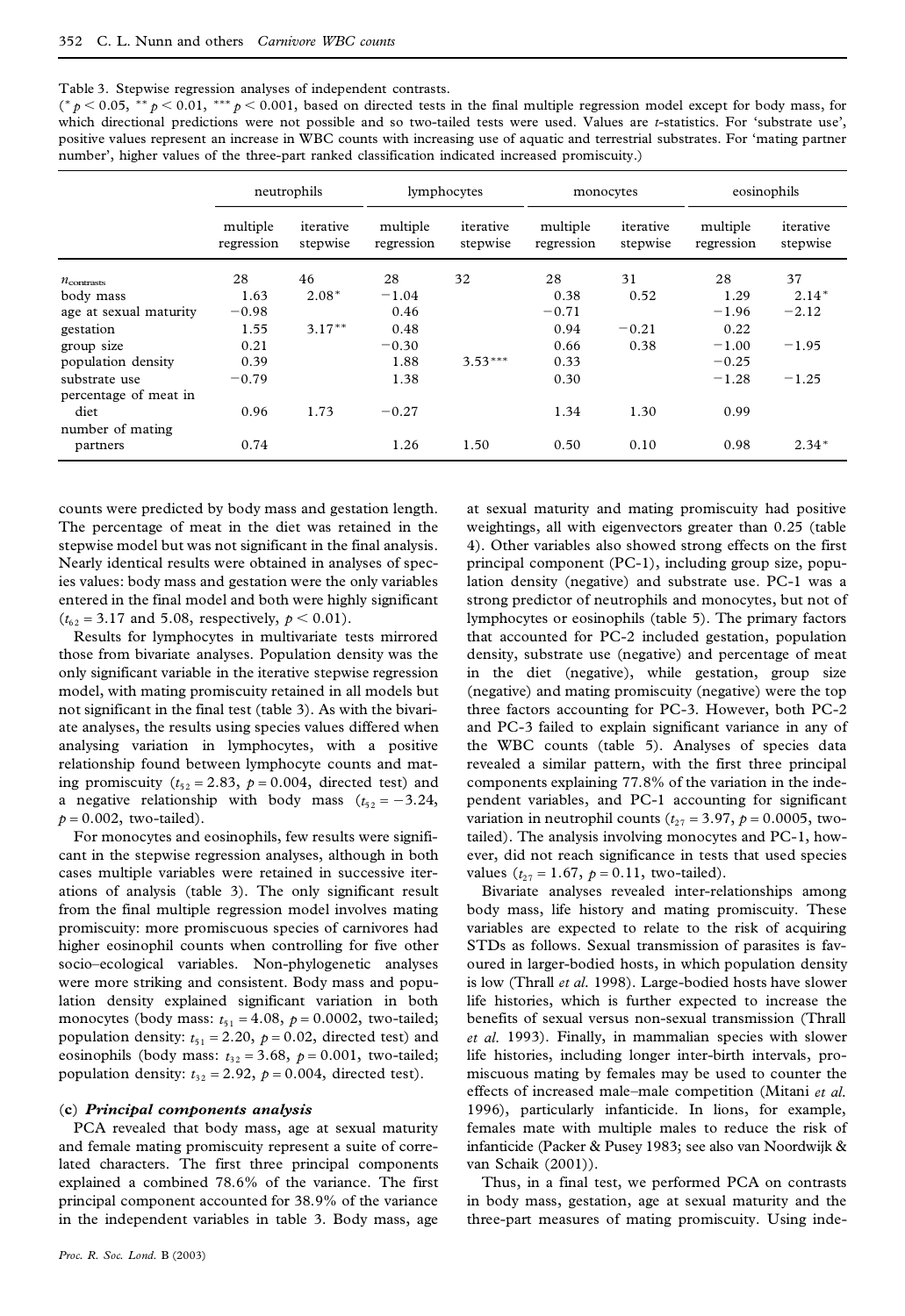Table 3. Stepwise regression analyses of independent contrasts.

(* $p < 0.05$, ** $p < 0.01$, *** $p < 0.001$, based on directed tests in the final multiple regression model except for body mass, for which directional predictions were not possible and so two-tailed tests were used. Values are $t$-statistics. For 'substrate use', positive values represent an increase in WBC counts with increasing use of aquatic and terrestrial substrates. For 'mating partner number', higher values of the three-part ranked classification indicated increased promiscuity.)

| | neutrophils | | lymphocytes | | monocytes | | eosinophils | |
|---|---|---|---|---|---|---|---|---|
| | multiple regression | iterative stepwise | multiple regression | iterative stepwise | multiple regression | iterative stepwise | multiple regression | iterative stepwise |
| $n_{\text{contrasts}}$ | 28 | 46 | 28 | 32 | 28 | 31 | 28 | 37 |
| body mass | 1.63 | 2.08* | −1.04 | | 0.38 | 0.52 | 1.29 | 2.14* |
| age at sexual maturity | −0.98 | | 0.46 | | −0.71 | | −1.96 | −2.12 |
| gestation | 1.55 | 3.17** | 0.48 | | 0.94 | −0.21 | 0.22 | |
| group size | 0.21 | | −0.30 | | 0.66 | 0.38 | −1.00 | −1.95 |
| population density | 0.39 | | 1.88 | 3.53*** | 0.33 | | −0.25 | |
| substrate use | −0.79 | | 1.38 | | 0.30 | | −1.28 | −1.25 |
| percentage of meat in diet | 0.96 | 1.73 | −0.27 | | 1.34 | 1.30 | 0.99 | |
| number of mating partners | 0.74 | | 1.26 | 1.50 | 0.50 | 0.10 | 0.98 | 2.34* |

counts were predicted by body mass and gestation length. The percentage of meat in the diet was retained in the stepwise model but was not significant in the final analysis. Nearly identical results were obtained in analyses of species values: body mass and gestation were the only variables entered in the final model and both were highly significant ($t_{62} = 3.17$ and $5.08$, respectively, $p < 0.01$).

Results for lymphocytes in multivariate tests mirrored those from bivariate analyses. Population density was the only significant variable in the iterative stepwise regression model, with mating promiscuity retained in all models but not significant in the final test (table 3). As with the bivariate analyses, the results using species values differed when analysing variation in lymphocytes, with a positive relationship found between lymphocyte counts and mating promiscuity ($t_{52} = 2.83$, $p = 0.004$, directed test) and a negative relationship with body mass ($t_{52} = -3.24$, $p = 0.002$, two-tailed).

For monocytes and eosinophils, few results were significant in the stepwise regression analyses, although in both cases multiple variables were retained in successive iterations of analysis (table 3). The only significant result from the final multiple regression model involves mating promiscuity: more promiscuous species of carnivores had higher eosinophil counts when controlling for five other socio–ecological variables. Non-phylogenetic analyses were more striking and consistent. Body mass and population density explained significant variation in both monocytes (body mass: $t_{51} = 4.08$, $p = 0.0002$, two-tailed; population density: $t_{51} = 2.20$, $p = 0.02$, directed test) and eosinophils (body mass: $t_{32} = 3.68$, $p = 0.001$, two-tailed; population density: $t_{32} = 2.92$, $p = 0.004$, directed test).

### (c) *Principal components analysis*

PCA revealed that body mass, age at sexual maturity and female mating promiscuity represent a suite of correlated characters. The first three principal components explained a combined 78.6% of the variance. The first principal component accounted for 38.9% of the variance in the independent variables in table 3. Body mass, age at sexual maturity and mating promiscuity had positive weightings, all with eigenvectors greater than 0.25 (table 4). Other variables also showed strong effects on the first principal component (PC-1), including group size, population density (negative) and substrate use. PC-1 was a strong predictor of neutrophils and monocytes, but not of lymphocytes or eosinophils (table 5). The primary factors that accounted for PC-2 included gestation, population density, substrate use (negative) and percentage of meat in the diet (negative), while gestation, group size (negative) and mating promiscuity (negative) were the top three factors accounting for PC-3. However, both PC-2 and PC-3 failed to explain significant variance in any of the WBC counts (table 5). Analyses of species data revealed a similar pattern, with the first three principal components explaining 77.8% of the variation in the independent variables, and PC-1 accounting for significant variation in neutrophil counts ($t_{27} = 3.97$, $p = 0.0005$, two-tailed). The analysis involving monocytes and PC-1, however, did not reach significance in tests that used species values ($t_{27} = 1.67$, $p = 0.11$, two-tailed).

Bivariate analyses revealed inter-relationships among body mass, life history and mating promiscuity. These variables are expected to relate to the risk of acquiring STDs as follows. Sexual transmission of parasites is favoured in larger-bodied hosts, in which population density is low (Thrall *et al.* 1998). Large-bodied hosts have slower life histories, which is further expected to increase the benefits of sexual versus non-sexual transmission (Thrall *et al.* 1993). Finally, in mammalian species with slower life histories, including longer inter-birth intervals, promiscuous mating by females may be used to counter the effects of increased male–male competition (Mitani *et al.* 1996), particularly infanticide. In lions, for example, females mate with multiple males to reduce the risk of infanticide (Packer & Pusey 1983; see also van Noordwijk & van Schaik (2001)).

Thus, in a final test, we performed PCA on contrasts in body mass, gestation, age at sexual maturity and the three-part measures of mating promiscuity. Using inde-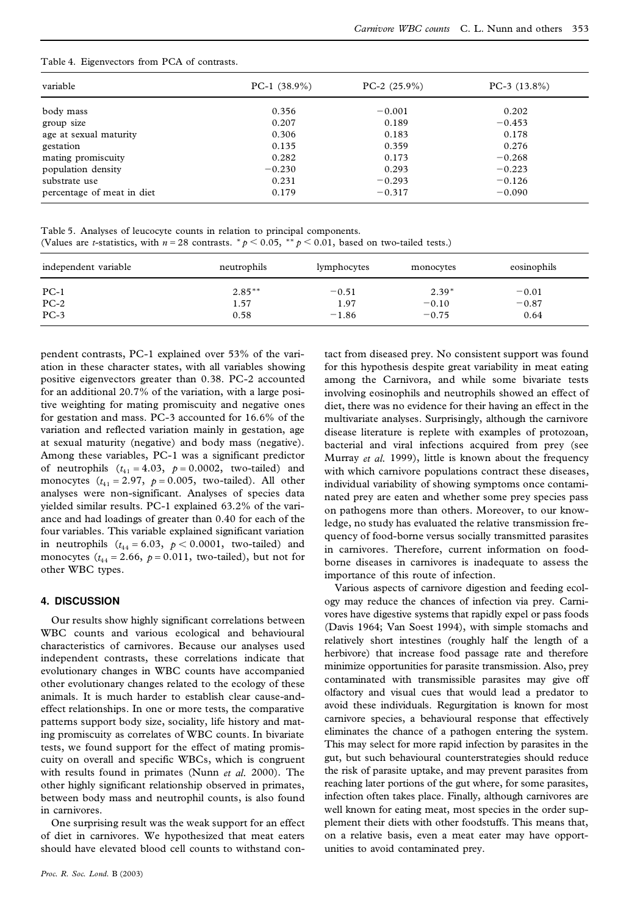Table 4. Eigenvectors from PCA of contrasts.

| variable | PC-1 (38.9%) | PC-2 (25.9%) | PC-3 (13.8%) |
|---|---|---|---|
| body mass | 0.356 | −0.001 | 0.202 |
| group size | 0.207 | 0.189 | −0.453 |
| age at sexual maturity | 0.306 | 0.183 | 0.178 |
| gestation | 0.135 | 0.359 | 0.276 |
| mating promiscuity | 0.282 | 0.173 | −0.268 |
| population density | −0.230 | 0.293 | −0.223 |
| substrate use | 0.231 | −0.293 | −0.126 |
| percentage of meat in diet | 0.179 | −0.317 | −0.090 |

Table 5. Analyses of leucocyte counts in relation to principal components.
(Values are *t*-statistics, with $n = 28$ contrasts. $^{*}p < 0.05$, $^{**}p < 0.01$, based on two-tailed tests.)

| independent variable | neutrophils | lymphocytes | monocytes | eosinophils |
|---|---|---|---|---|
| PC-1 | 2.85** | −0.51 | 2.39* | −0.01 |
| PC-2 | 1.57 | 1.97 | −0.10 | −0.87 |
| PC-3 | 0.58 | −1.86 | −0.75 | 0.64 |

pendent contrasts, PC-1 explained over 53% of the variation in these character states, with all variables showing positive eigenvectors greater than 0.38. PC-2 accounted for an additional 20.7% of the variation, with a large positive weighting for mating promiscuity and negative ones for gestation and mass. PC-3 accounted for 16.6% of the variation and reflected variation mainly in gestation, age at sexual maturity (negative) and body mass (negative). Among these variables, PC-1 was a significant predictor of neutrophils ($t_{41} = 4.03$, $p = 0.0002$, two-tailed) and monocytes ($t_{41} = 2.97$, $p = 0.005$, two-tailed). All other analyses were non-significant. Analyses of species data yielded similar results. PC-1 explained 63.2% of the variance and had loadings of greater than 0.40 for each of the four variables. This variable explained significant variation in neutrophils ($t_{44} = 6.03$, $p < 0.0001$, two-tailed) and monocytes ($t_{44} = 2.66$, $p = 0.011$, two-tailed), but not for other WBC types.

## 4. DISCUSSION

Our results show highly significant correlations between WBC counts and various ecological and behavioural characteristics of carnivores. Because our analyses used independent contrasts, these correlations indicate that evolutionary changes in WBC counts have accompanied other evolutionary changes related to the ecology of these animals. It is much harder to establish clear cause-and-effect relationships. In one or more tests, the comparative patterns support body size, sociality, life history and mating promiscuity as correlates of WBC counts. In bivariate tests, we found support for the effect of mating promiscuity on overall and specific WBCs, which is congruent with results found in primates (Nunn *et al.* 2000). The other highly significant relationship observed in primates, between body mass and neutrophil counts, is also found in carnivores.

One surprising result was the weak support for an effect of diet in carnivores. We hypothesized that meat eaters should have elevated blood cell counts to withstand contact from diseased prey. No consistent support was found for this hypothesis despite great variability in meat eating among the Carnivora, and while some bivariate tests involving eosinophils and neutrophils showed an effect of diet, there was no evidence for their having an effect in the multivariate analyses. Surprisingly, although the carnivore disease literature is replete with examples of protozoan, bacterial and viral infections acquired from prey (see Murray *et al.* 1999), little is known about the frequency with which carnivore populations contract these diseases, individual variability of showing symptoms once contaminated prey are eaten and whether some prey species pass on pathogens more than others. Moreover, to our knowledge, no study has evaluated the relative transmission frequency of food-borne versus socially transmitted parasites in carnivores. Therefore, current information on food-borne diseases in carnivores is inadequate to assess the importance of this route of infection.

Various aspects of carnivore digestion and feeding ecology may reduce the chances of infection via prey. Carnivores have digestive systems that rapidly expel or pass foods (Davis 1964; Van Soest 1994), with simple stomachs and relatively short intestines (roughly half the length of a herbivore) that increase food passage rate and therefore minimize opportunities for parasite transmission. Also, prey contaminated with transmissible parasites may give off olfactory and visual cues that would lead a predator to avoid these individuals. Regurgitation is known for most carnivore species, a behavioural response that effectively eliminates the chance of a pathogen entering the system. This may select for more rapid infection by parasites in the gut, but such behavioural counterstrategies should reduce the risk of parasite uptake, and may prevent parasites from reaching later portions of the gut where, for some parasites, infection often takes place. Finally, although carnivores are well known for eating meat, most species in the order supplement their diets with other foodstuffs. This means that, on a relative basis, even a meat eater may have opportunities to avoid contaminated prey.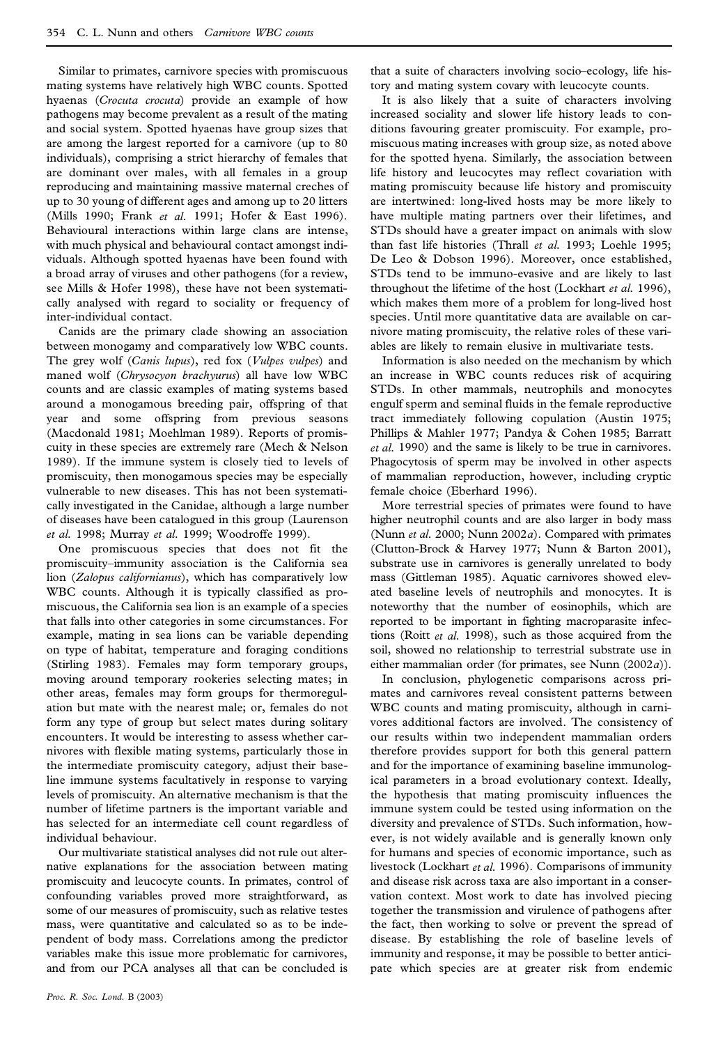Similar to primates, carnivore species with promiscuous mating systems have relatively high WBC counts. Spotted hyaenas (*Crocuta crocuta*) provide an example of how pathogens may become prevalent as a result of the mating and social system. Spotted hyaenas have group sizes that are among the largest reported for a carnivore (up to 80 individuals), comprising a strict hierarchy of females that are dominant over males, with all females in a group reproducing and maintaining massive maternal creches of up to 30 young of different ages and among up to 20 litters (Mills 1990; Frank *et al.* 1991; Hofer & East 1996). Behavioural interactions within large clans are intense, with much physical and behavioural contact amongst individuals. Although spotted hyaenas have been found with a broad array of viruses and other pathogens (for a review, see Mills & Hofer 1998), these have not been systematically analysed with regard to sociality or frequency of inter-individual contact.

Canids are the primary clade showing an association between monogamy and comparatively low WBC counts. The grey wolf (*Canis lupus*), red fox (*Vulpes vulpes*) and maned wolf (*Chrysocyon brachyurus*) all have low WBC counts and are classic examples of mating systems based around a monogamous breeding pair, offspring of that year and some offspring from previous seasons (Macdonald 1981; Moehlman 1989). Reports of promiscuity in these species are extremely rare (Mech & Nelson 1989). If the immune system is closely tied to levels of promiscuity, then monogamous species may be especially vulnerable to new diseases. This has not been systematically investigated in the Canidae, although a large number of diseases have been catalogued in this group (Laurenson *et al.* 1998; Murray *et al.* 1999; Woodroffe 1999).

One promiscuous species that does not fit the promiscuity–immunity association is the California sea lion (*Zalopus californianus*), which has comparatively low WBC counts. Although it is typically classified as promiscuous, the California sea lion is an example of a species that falls into other categories in some circumstances. For example, mating in sea lions can be variable depending on type of habitat, temperature and foraging conditions (Stirling 1983). Females may form temporary groups, moving around temporary rookeries selecting mates; in other areas, females may form groups for thermoregulation but mate with the nearest male; or, females do not form any type of group but select mates during solitary encounters. It would be interesting to assess whether carnivores with flexible mating systems, particularly those in the intermediate promiscuity category, adjust their baseline immune systems facultatively in response to varying levels of promiscuity. An alternative mechanism is that the number of lifetime partners is the important variable and has selected for an intermediate cell count regardless of individual behaviour.

Our multivariate statistical analyses did not rule out alternative explanations for the association between mating promiscuity and leucocyte counts. In primates, control of confounding variables proved more straightforward, as some of our measures of promiscuity, such as relative testes mass, were quantitative and calculated so as to be independent of body mass. Correlations among the predictor variables make this issue more problematic for carnivores, and from our PCA analyses all that can be concluded is that a suite of characters involving socio–ecology, life history and mating system covary with leucocyte counts.

It is also likely that a suite of characters involving increased sociality and slower life history leads to conditions favouring greater promiscuity. For example, promiscuous mating increases with group size, as noted above for the spotted hyena. Similarly, the association between life history and leucocytes may reflect covariation with mating promiscuity because life history and promiscuity are intertwined: long-lived hosts may be more likely to have multiple mating partners over their lifetimes, and STDs should have a greater impact on animals with slow than fast life histories (Thrall *et al.* 1993; Loehle 1995; De Leo & Dobson 1996). Moreover, once established, STDs tend to be immuno-evasive and are likely to last throughout the lifetime of the host (Lockhart *et al.* 1996), which makes them more of a problem for long-lived host species. Until more quantitative data are available on carnivore mating promiscuity, the relative roles of these variables are likely to remain elusive in multivariate tests.

Information is also needed on the mechanism by which an increase in WBC counts reduces risk of acquiring STDs. In other mammals, neutrophils and monocytes engulf sperm and seminal fluids in the female reproductive tract immediately following copulation (Austin 1975; Phillips & Mahler 1977; Pandya & Cohen 1985; Barratt *et al.* 1990) and the same is likely to be true in carnivores. Phagocytosis of sperm may be involved in other aspects of mammalian reproduction, however, including cryptic female choice (Eberhard 1996).

More terrestrial species of primates were found to have higher neutrophil counts and are also larger in body mass (Nunn *et al.* 2000; Nunn 2002*a*). Compared with primates (Clutton-Brock & Harvey 1977; Nunn & Barton 2001), substrate use in carnivores is generally unrelated to body mass (Gittleman 1985). Aquatic carnivores showed elevated baseline levels of neutrophils and monocytes. It is noteworthy that the number of eosinophils, which are reported to be important in fighting macroparasite infections (Roitt *et al.* 1998), such as those acquired from the soil, showed no relationship to terrestrial substrate use in either mammalian order (for primates, see Nunn (2002*a*)).

In conclusion, phylogenetic comparisons across primates and carnivores reveal consistent patterns between WBC counts and mating promiscuity, although in carnivores additional factors are involved. The consistency of our results within two independent mammalian orders therefore provides support for both this general pattern and for the importance of examining baseline immunological parameters in a broad evolutionary context. Ideally, the hypothesis that mating promiscuity influences the immune system could be tested using information on the diversity and prevalence of STDs. Such information, however, is not widely available and is generally known only for humans and species of economic importance, such as livestock (Lockhart *et al.* 1996). Comparisons of immunity and disease risk across taxa are also important in a conservation context. Most work to date has involved piecing together the transmission and virulence of pathogens after the fact, then working to solve or prevent the spread of disease. By establishing the role of baseline levels of immunity and response, it may be possible to better anticipate which species are at greater risk from endemic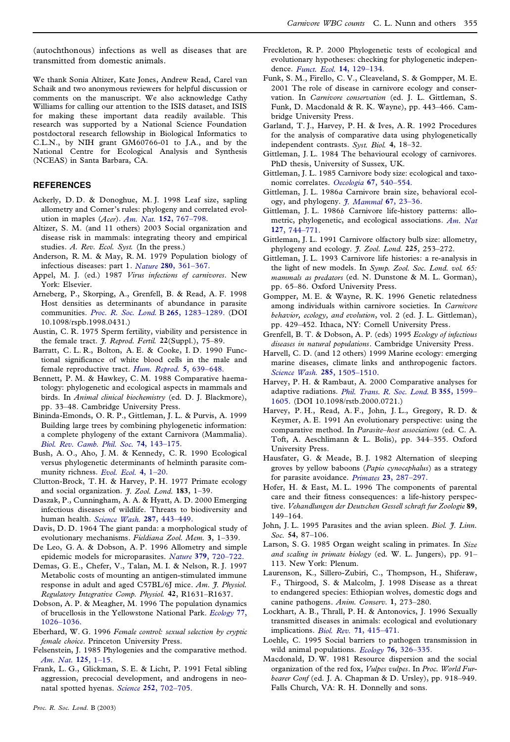(autochthonous) infections as well as diseases that are transmitted from domestic animals.

We thank Sonia Altizer, Kate Jones, Andrew Read, Carel van Schaik and two anonymous reviewers for helpful discussion or comments on the manuscript. We also acknowledge Cathy Williams for calling our attention to the ISIS dataset, and ISIS for making these important data readily available. This research was supported by a National Science Foundation postdoctoral research fellowship in Biological Informatics to C.L.N., by NIH grant GM60766-01 to J.A., and by the National Centre for Ecological Analysis and Synthesis (NCEAS) in Santa Barbara, CA.

## REFERENCES

Ackerly, D. D. & Donoghue, M. J. 1998 Leaf size, sapling allometry and Corner's rules: phylogeny and correlated evolution in maples (*Acer*). *Am. Nat.* **152**, 767–798.

Altizer, S. M. (and 11 others) 2003 Social organization and disease risk in mammals: integrating theory and empirical studies. *A. Rev. Ecol. Syst.* (In the press.)

Anderson, R. M. & May, R. M. 1979 Population biology of infectious diseases: part 1. *Nature* **280**, 361–367.

Appel, M. J. (ed.) 1987 *Virus infections of carnivores*. New York: Elsevier.

Arneberg, P., Skorping, A., Grenfell, B. & Read, A. F. 1998 Host densities as determinants of abundance in parasite communities. *Proc. R. Soc. Lond.* B **265**, 1283–1289. (DOI 10.1098/rspb.1998.0431.)

Austin, C. R. 1975 Sperm fertility, viability and persistence in the female tract. *J. Reprod. Fertil.* **22**(Suppl.), 75–89.

Barratt, C. L. R., Bolton, A. E. & Cooke, I. D. 1990 Functional significance of white blood cells in the male and female reproductive tract. *Hum. Reprod.* **5**, 639–648.

Bennett, P. M. & Hawkey, C. M. 1988 Comparative haematology: phylogenetic and ecological aspects in mammals and birds. In *Animal clinical biochemistry* (ed. D. J. Blackmore), pp. 33–48. Cambridge University Press.

Bininda-Emonds, O. R. P., Gittleman, J. L. & Purvis, A. 1999 Building large trees by combining phylogenetic information: a complete phylogeny of the extant Carnivora (Mammalia). *Biol. Rev. Camb. Phil. Soc.* **74**, 143–175.

Bush, A. O., Aho, J. M. & Kennedy, C. R. 1990 Ecological versus phylogenetic determinants of helminth parasite community richness. *Evol. Ecol.* **4**, 1–20.

Clutton-Brock, T. H. & Harvey, P. H. 1977 Primate ecology and social organization. *J. Zool. Lond.* **183**, 1–39.

Daszak, P., Cunningham, A. A. & Hyatt, A. A. 2000 Emerging infectious diseases of wildlife. Threats to biodiversity and human health. *Science Wash.* **287**, 443–449.

Davis, D. D. 1964 The giant panda: a morphological study of evolutionary mechanisms. *Fieldiana Zool. Mem.* **3**, 1–339.

De Leo, G. A. & Dobson, A. P. 1996 Allometry and simple epidemic models for microparasites. *Nature* **379**, 720–722.

Demas, G. E., Chefer, V., Talan, M. I. & Nelson, R. J. 1997 Metabolic costs of mounting an antigen-stimulated immune response in adult and aged C57BL/6J mice. *Am. J. Physiol. Regulatory Integrative Comp. Physiol.* **42**, R1631–R1637.

Dobson, A. P. & Meagher, M. 1996 The population dynamics of brucellosis in the Yellowstone National Park. *Ecology* **77**, 1026–1036.

Eberhard, W. G. 1996 *Female control: sexual selection by cryptic female choice*. Princeton University Press.

Felsenstein, J. 1985 Phylogenies and the comparative method. *Am. Nat.* **125**, 1–15.

Frank, L. G., Glickman, S. E. & Licht, P. 1991 Fetal sibling aggression, precocial development, and androgens in neonatal spotted hyenas. *Science* **252**, 702–705.

Freckleton, R. P. 2000 Phylogenetic tests of ecological and evolutionary hypotheses: checking for phylogenetic independence. *Funct. Ecol.* **14**, 129–134.

Funk, S. M., Firello, C. V., Cleaveland, S. & Gompper, M. E. 2001 The role of disease in carnivore ecology and conservation. In *Carnivore conservation* (ed. J. L. Gittleman, S. Funk, D. Macdonald & R. K. Wayne), pp. 443–466. Cambridge University Press.

Garland, T. J., Harvey, P. H. & Ives, A. R. 1992 Procedures for the analysis of comparative data using phylogenetically independent contrasts. *Syst. Biol.* **4**, 18–32.

Gittleman, J. L. 1984 The behavioural ecology of carnivores. PhD thesis, University of Sussex, UK.

Gittleman, J. L. 1985 Carnivore body size: ecological and taxonomic correlates. *Oecologia* **67**, 540–554.

Gittleman, J. L. 1986*a* Carnivore brain size, behavioral ecology, and phylogeny. *J. Mammal* **67**, 23–36.

Gittleman, J. L. 1986*b* Carnivore life-history patterns: allometric, phylogenetic, and ecological associations. *Am. Nat* **127**, 744–771.

Gittleman, J. L. 1991 Carnivore olfactory bulb size: allometry, phylogeny and ecology. *J. Zool. Lond.* **225**, 253–272.

Gittleman, J. L. 1993 Carnivore life histories: a re-analysis in the light of new models. In *Symp. Zool. Soc. Lond. vol. 65: mammals as predators* (ed. N. Dunstone & M. L. Gorman), pp. 65–86. Oxford University Press.

Gompper, M. E. & Wayne, R. K. 1996 Genetic relatedness among individuals within carnivore societies. In *Carnivore behavior, ecology, and evolution*, vol. 2 (ed. J. L. Gittleman), pp. 429–452. Ithaca, NY: Cornell University Press.

Grenfell, B. T. & Dobson, A. P. (eds) 1995 *Ecology of infectious diseases in natural populations*. Cambridge University Press.

Harvell, C. D. (and 12 others) 1999 Marine ecology: emerging marine diseases, climate links and anthropogenic factors. *Science Wash.* **285**, 1505–1510.

Harvey, P. H. & Rambaut, A. 2000 Comparative analyses for adaptive radiations. *Phil. Trans. R. Soc. Lond.* B **355**, 1599–1605. (DOI 10.1098/rstb.2000.0721.)

Harvey, P. H., Read, A. F., John, J. L., Gregory, R. D. & Keymer, A. E. 1991 An evolutionary perspective: using the comparative method. In *Parasite–host associations* (ed. C. A. Toft, A. Aeschlimann & L. Bolis), pp. 344–355. Oxford University Press.

Hausfater, G. & Meade, B. J. 1982 Alternation of sleeping groves by yellow baboons (*Papio cynocephalus*) as a strategy for parasite avoidance. *Primates* **23**, 287–297.

Hofer, H. & East, M. L. 1996 The components of parental care and their fitness consequences: a life-history perspective. *Vehandlungen der Deutschen Gessell schraft fur Zoologie* **89**, 149–164.

John, J. L. 1995 Parasites and the avian spleen. *Biol. J. Linn. Soc.* **54**, 87–106.

Larson, S. G. 1985 Organ weight scaling in primates. In *Size and scaling in primate biology* (ed. W. L. Jungers), pp. 91–113. New York: Plenum.

Laurenson, K., Sillero-Zubiri, C., Thompson, H., Shiferaw, F., Thirgood, S. & Malcolm, J. 1998 Disease as a threat to endangered species: Ethiopian wolves, domestic dogs and canine pathogens. *Anim. Conserv.* **1**, 273–280.

Lockhart, A. B., Thrall, P. H. & Antonovics, J. 1996 Sexually transmitted diseases in animals: ecological and evolutionary implications. *Biol. Rev.* **71**, 415–471.

Loehle, C. 1995 Social barriers to pathogen transmission in wild animal populations. *Ecology* **76**, 326–335.

Macdonald, D. W. 1981 Resource dispersion and the social organization of the red fox, *Vulpes vulpes*. In *Proc. World Furbearer Conf* (ed. J. A. Chapman & D. Ursley), pp. 918–949. Falls Church, VA: R. H. Donnelly and sons.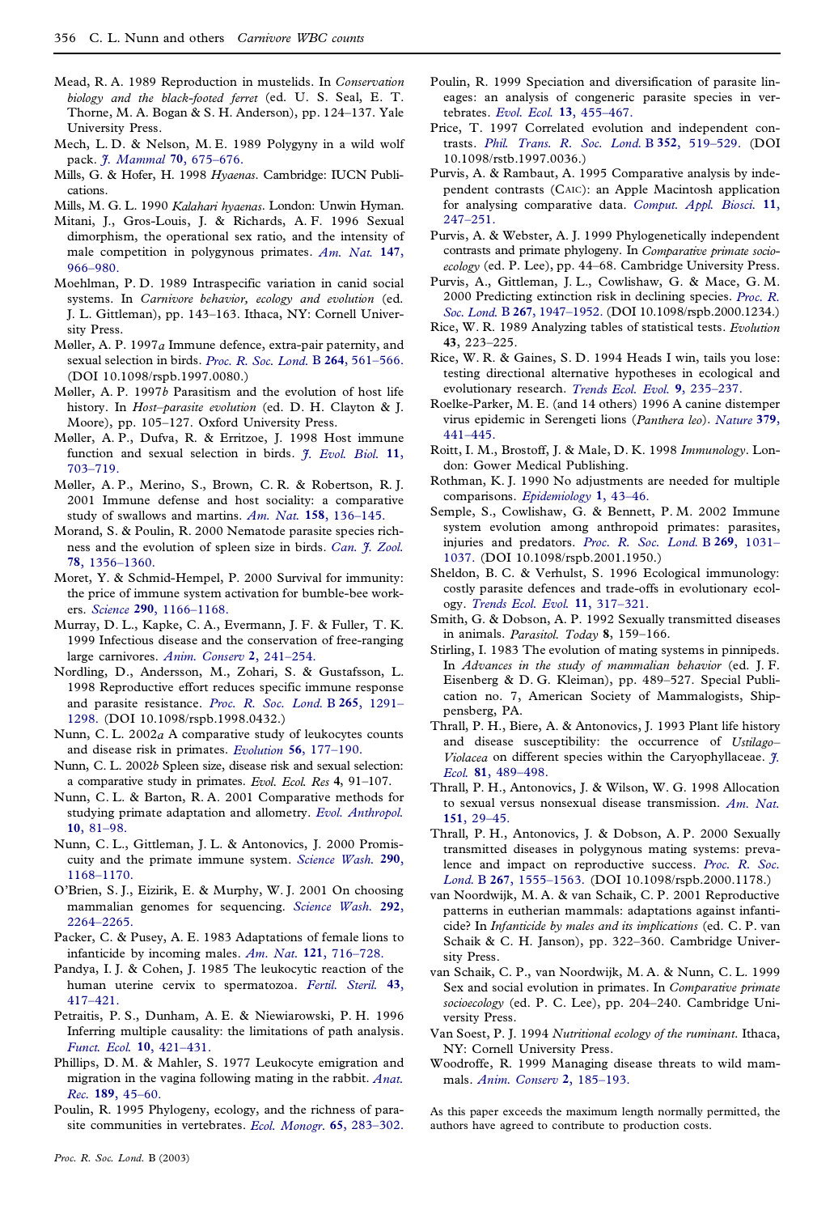Mead, R. A. 1989 Reproduction in mustelids. In *Conservation biology and the black-footed ferret* (ed. U. S. Seal, E. T. Thorne, M. A. Bogan & S. H. Anderson), pp. 124–137. Yale University Press.

Mech, L. D. & Nelson, M. E. 1989 Polygyny in a wild wolf pack. *J. Mammal* **70**, 675–676.

Mills, G. & Hofer, H. 1998 *Hyaenas*. Cambridge: IUCN Publications.

Mills, M. G. L. 1990 *Kalahari hyaenas*. London: Unwin Hyman.

Mitani, J., Gros-Louis, J. & Richards, A. F. 1996 Sexual dimorphism, the operational sex ratio, and the intensity of male competition in polygynous primates. *Am. Nat.* **147**, 966–980.

Moehlman, P. D. 1989 Intraspecific variation in canid social systems. In *Carnivore behavior, ecology and evolution* (ed. J. L. Gittleman), pp. 143–163. Ithaca, NY: Cornell University Press.

Møller, A. P. 1997*a* Immune defence, extra-pair paternity, and sexual selection in birds. *Proc. R. Soc. Lond.* B **264**, 561–566. (DOI 10.1098/rspb.1997.0080.)

Møller, A. P. 1997*b* Parasitism and the evolution of host life history. In *Host–parasite evolution* (ed. D. H. Clayton & J. Moore), pp. 105–127. Oxford University Press.

Møller, A. P., Dufva, R. & Erritzoe, J. 1998 Host immune function and sexual selection in birds. *J. Evol. Biol.* **11**, 703–719.

Møller, A. P., Merino, S., Brown, C. R. & Robertson, R. J. 2001 Immune defense and host sociality: a comparative study of swallows and martins. *Am. Nat.* **158**, 136–145.

Morand, S. & Poulin, R. 2000 Nematode parasite species richness and the evolution of spleen size in birds. *Can. J. Zool.* **78**, 1356–1360.

Moret, Y. & Schmid-Hempel, P. 2000 Survival for immunity: the price of immune system activation for bumble-bee workers. *Science* **290**, 1166–1168.

Murray, D. L., Kapke, C. A., Evermann, J. F. & Fuller, T. K. 1999 Infectious disease and the conservation of free-ranging large carnivores. *Anim. Conserv* **2**, 241–254.

Nordling, D., Andersson, M., Zohari, S. & Gustafsson, L. 1998 Reproductive effort reduces specific immune response and parasite resistance. *Proc. R. Soc. Lond.* B **265**, 1291–1298. (DOI 10.1098/rspb.1998.0432.)

Nunn, C. L. 2002*a* A comparative study of leukocytes counts and disease risk in primates. *Evolution* **56**, 177–190.

Nunn, C. L. 2002*b* Spleen size, disease risk and sexual selection: a comparative study in primates. *Evol. Ecol. Res* **4**, 91–107.

Nunn, C. L. & Barton, R. A. 2001 Comparative methods for studying primate adaptation and allometry. *Evol. Anthropol.* **10**, 81–98.

Nunn, C. L., Gittleman, J. L. & Antonovics, J. 2000 Promiscuity and the primate immune system. *Science Wash.* **290**, 1168–1170.

O'Brien, S. J., Eizirik, E. & Murphy, W. J. 2001 On choosing mammalian genomes for sequencing. *Science Wash.* **292**, 2264–2265.

Packer, C. & Pusey, A. E. 1983 Adaptations of female lions to infanticide by incoming males. *Am. Nat.* **121**, 716–728.

Pandya, I. J. & Cohen, J. 1985 The leukocytic reaction of the human uterine cervix to spermatozoa. *Fertil. Steril.* **43**, 417–421.

Petraitis, P. S., Dunham, A. E. & Niewiarowski, P. H. 1996 Inferring multiple causality: the limitations of path analysis. *Funct. Ecol.* **10**, 421–431.

Phillips, D. M. & Mahler, S. 1977 Leukocyte emigration and migration in the vagina following mating in the rabbit. *Anat. Rec.* **189**, 45–60.

Poulin, R. 1995 Phylogeny, ecology, and the richness of parasite communities in vertebrates. *Ecol. Monogr.* **65**, 283–302.

Poulin, R. 1999 Speciation and diversification of parasite lineages: an analysis of congeneric parasite species in vertebrates. *Evol. Ecol.* **13**, 455–467.

Price, T. 1997 Correlated evolution and independent contrasts. *Phil. Trans. R. Soc. Lond.* B **352**, 519–529. (DOI 10.1098/rstb.1997.0036.)

Purvis, A. & Rambaut, A. 1995 Comparative analysis by independent contrasts (CAIC): an Apple Macintosh application for analysing comparative data. *Comput. Appl. Biosci.* **11**, 247–251.

Purvis, A. & Webster, A. J. 1999 Phylogenetically independent contrasts and primate phylogeny. In *Comparative primate socioecology* (ed. P. Lee), pp. 44–68. Cambridge University Press.

Purvis, A., Gittleman, J. L., Cowlishaw, G. & Mace, G. M. 2000 Predicting extinction risk in declining species. *Proc. R. Soc. Lond.* B **267**, 1947–1952. (DOI 10.1098/rspb.2000.1234.)

Rice, W. R. 1989 Analyzing tables of statistical tests. *Evolution* **43**, 223–225.

Rice, W. R. & Gaines, S. D. 1994 Heads I win, tails you lose: testing directional alternative hypotheses in ecological and evolutionary research. *Trends Ecol. Evol.* **9**, 235–237.

Roelke-Parker, M. E. (and 14 others) 1996 A canine distemper virus epidemic in Serengeti lions (*Panthera leo*). *Nature* **379**, 441–445.

Roitt, I. M., Brostoff, J. & Male, D. K. 1998 *Immunology*. London: Gower Medical Publishing.

Rothman, K. J. 1990 No adjustments are needed for multiple comparisons. *Epidemiology* **1**, 43–46.

Semple, S., Cowlishaw, G. & Bennett, P. M. 2002 Immune system evolution among anthropoid primates: parasites, injuries and predators. *Proc. R. Soc. Lond.* B **269**, 1031–1037. (DOI 10.1098/rspb.2001.1950.)

Sheldon, B. C. & Verhulst, S. 1996 Ecological immunology: costly parasite defences and trade-offs in evolutionary ecology. *Trends Ecol. Evol.* **11**, 317–321.

Smith, G. & Dobson, A. P. 1992 Sexually transmitted diseases in animals. *Parasitol. Today* **8**, 159–166.

Stirling, I. 1983 The evolution of mating systems in pinnipeds. In *Advances in the study of mammalian behavior* (ed. J. F. Eisenberg & D. G. Kleiman), pp. 489–527. Special Publication no. 7, American Society of Mammalogists, Shippensberg, PA.

Thrall, P. H., Biere, A. & Antonovics, J. 1993 Plant life history and disease susceptibility: the occurrence of *Ustilago–Violacea* on different species within the Caryophyllaceae. *J. Ecol.* **81**, 489–498.

Thrall, P. H., Antonovics, J. & Wilson, W. G. 1998 Allocation to sexual versus nonsexual disease transmission. *Am. Nat.* **151**, 29–45.

Thrall, P. H., Antonovics, J. & Dobson, A. P. 2000 Sexually transmitted diseases in polygynous mating systems: prevalence and impact on reproductive success. *Proc. R. Soc. Lond.* B **267**, 1555–1563. (DOI 10.1098/rspb.2000.1178.)

van Noordwijk, M. A. & van Schaik, C. P. 2001 Reproductive patterns in eutherian mammals: adaptations against infanticide? In *Infanticide by males and its implications* (ed. C. P. van Schaik & C. H. Janson), pp. 322–360. Cambridge University Press.

van Schaik, C. P., van Noordwijk, M. A. & Nunn, C. L. 1999 Sex and social evolution in primates. In *Comparative primate socioecology* (ed. P. C. Lee), pp. 204–240. Cambridge University Press.

Van Soest, P. J. 1994 *Nutritional ecology of the ruminant*. Ithaca, NY: Cornell University Press.

Woodroffe, R. 1999 Managing disease threats to wild mammals. *Anim. Conserv* **2**, 185–193.

As this paper exceeds the maximum length normally permitted, the authors have agreed to contribute to production costs.